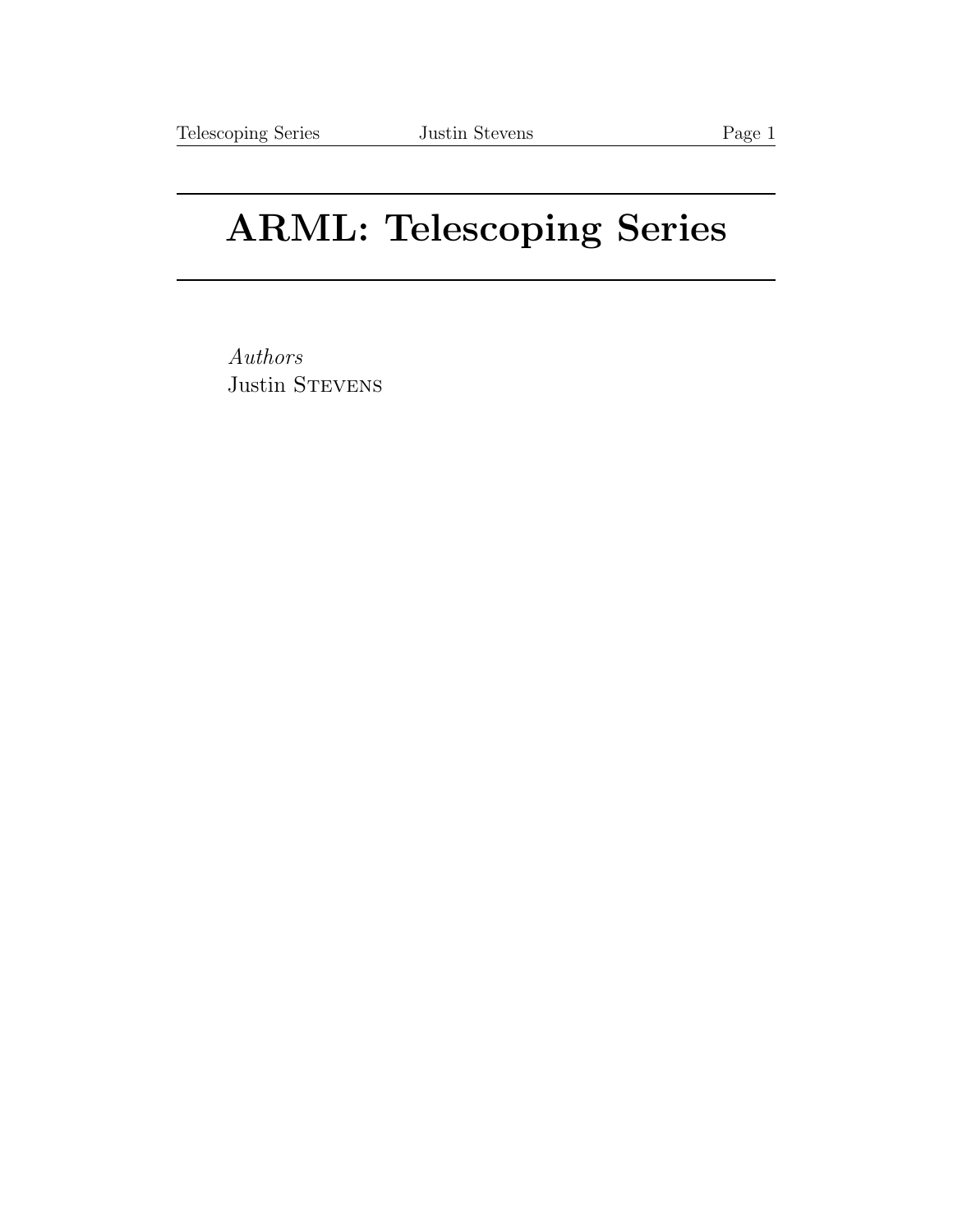# ARML: Telescoping Series

*Authors*
Justin Stevens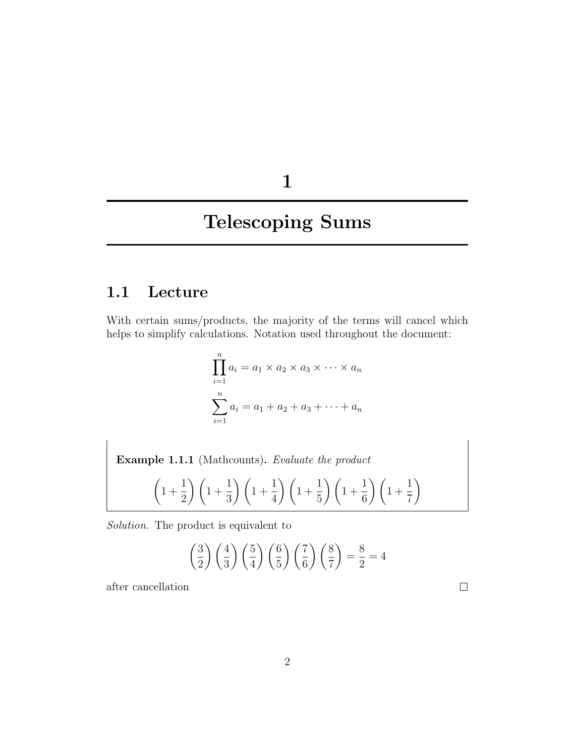# 1

# Telescoping Sums

## 1.1 Lecture

With certain sums/products, the majority of the terms will cancel which helps to simplify calculations. Notation used throughout the document:

$$\prod_{i=1}^{n} a_i = a_1 \times a_2 \times a_3 \times \cdots \times a_n$$

$$\sum_{i=1}^{n} a_i = a_1 + a_2 + a_3 + \cdots + a_n$$

**Example 1.1.1** (Mathcounts)**.** *Evaluate the product*

$$\left(1+\frac{1}{2}\right)\left(1+\frac{1}{3}\right)\left(1+\frac{1}{4}\right)\left(1+\frac{1}{5}\right)\left(1+\frac{1}{6}\right)\left(1+\frac{1}{7}\right)$$

*Solution.* The product is equivalent to

$$\left(\frac{3}{2}\right)\left(\frac{4}{3}\right)\left(\frac{5}{4}\right)\left(\frac{6}{5}\right)\left(\frac{7}{6}\right)\left(\frac{8}{7}\right) = \frac{8}{2} = 4$$

after cancellation □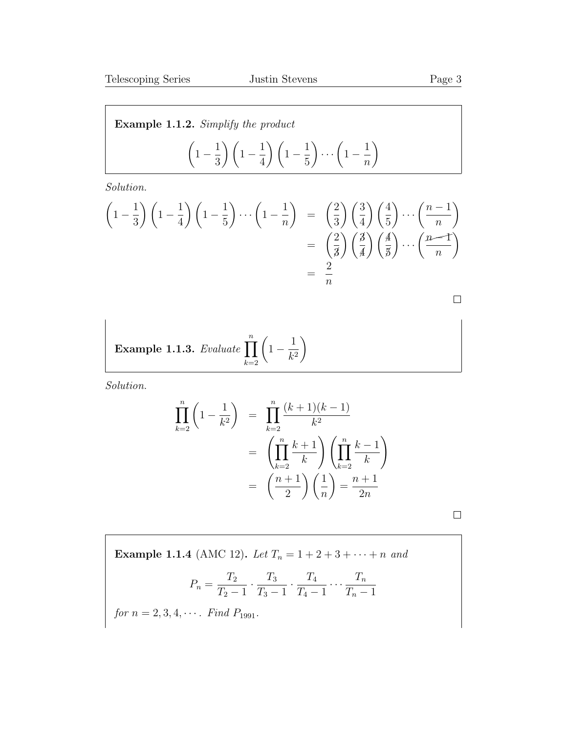**Example 1.1.2.** *Simplify the product*

$$\left(1-\frac{1}{3}\right)\left(1-\frac{1}{4}\right)\left(1-\frac{1}{5}\right)\cdots\left(1-\frac{1}{n}\right)$$

*Solution.*

$$\begin{aligned}
\left(1-\frac{1}{3}\right)\left(1-\frac{1}{4}\right)\left(1-\frac{1}{5}\right)\cdots\left(1-\frac{1}{n}\right) &= \left(\frac{2}{3}\right)\left(\frac{3}{4}\right)\left(\frac{4}{5}\right)\cdots\left(\frac{n-1}{n}\right) \\
&= \left(\frac{2}{\cancel{3}}\right)\left(\frac{\cancel{3}}{\cancel{4}}\right)\left(\frac{\cancel{4}}{\cancel{5}}\right)\cdots\left(\frac{\cancel{n-1}}{n}\right) \\
&= \frac{2}{n}
\end{aligned}$$

□

**Example 1.1.3.** *Evaluate* $\displaystyle\prod_{k=2}^{n}\left(1-\frac{1}{k^2}\right)$

*Solution.*

$$\begin{aligned}
\prod_{k=2}^{n}\left(1-\frac{1}{k^2}\right) &= \prod_{k=2}^{n}\frac{(k+1)(k-1)}{k^2} \\
&= \left(\prod_{k=2}^{n}\frac{k+1}{k}\right)\left(\prod_{k=2}^{n}\frac{k-1}{k}\right) \\
&= \left(\frac{n+1}{2}\right)\left(\frac{1}{n}\right) = \frac{n+1}{2n}
\end{aligned}$$

□

**Example 1.1.4** (AMC 12)**.** *Let* $T_n = 1+2+3+\cdots+n$ *and*

$$P_n = \frac{T_2}{T_2-1}\cdot\frac{T_3}{T_3-1}\cdot\frac{T_4}{T_4-1}\cdots\frac{T_n}{T_n-1}$$

*for* $n = 2, 3, 4, \cdots$. *Find* $P_{1991}$.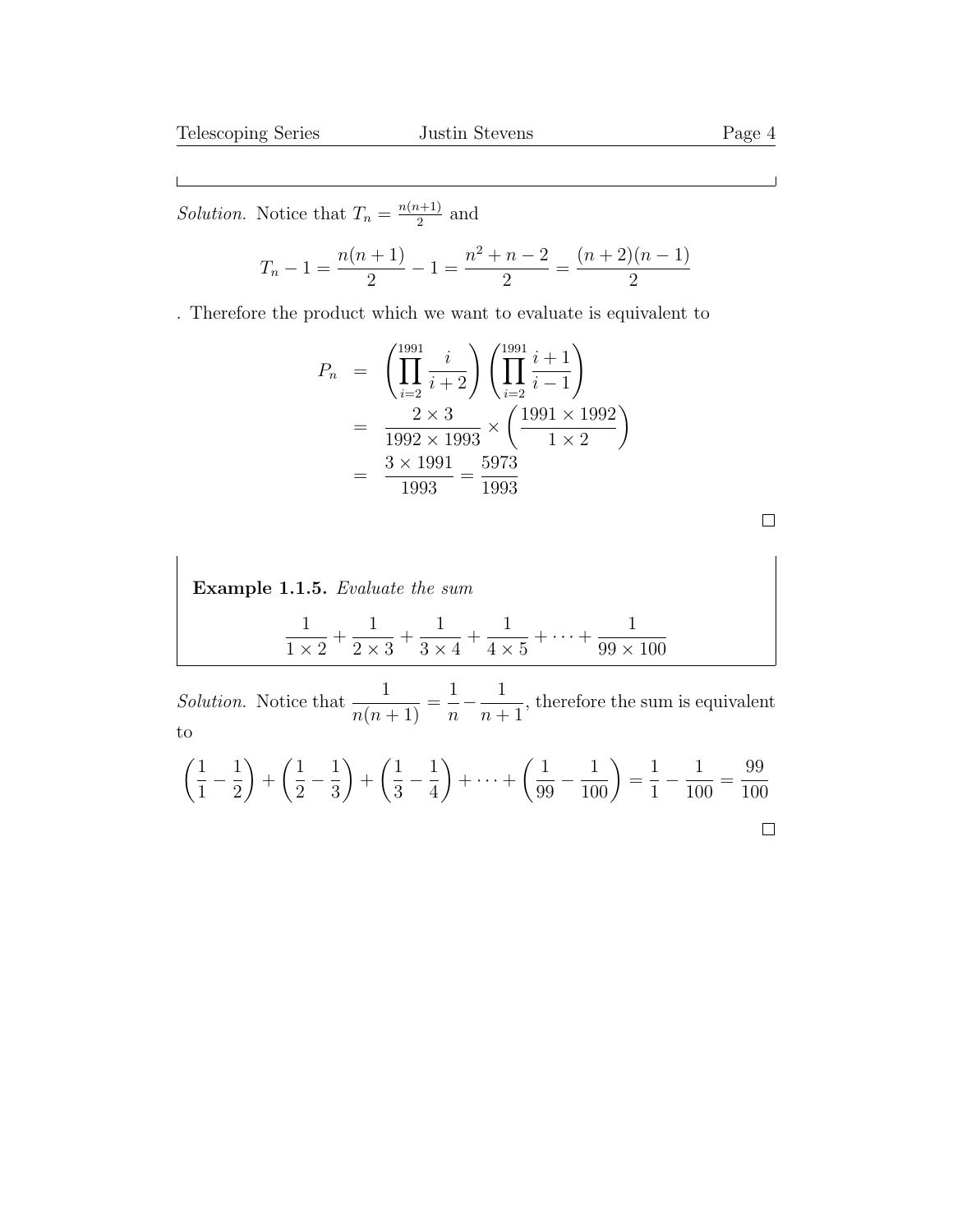*Solution.* Notice that $T_n = \frac{n(n+1)}{2}$ and

$$T_n - 1 = \frac{n(n+1)}{2} - 1 = \frac{n^2+n-2}{2} = \frac{(n+2)(n-1)}{2}$$

. Therefore the product which we want to evaluate is equivalent to

$$\begin{aligned} P_n &= \left(\prod_{i=2}^{1991} \frac{i}{i+2}\right)\left(\prod_{i=2}^{1991} \frac{i+1}{i-1}\right) \\ &= \frac{2 \times 3}{1992 \times 1993} \times \left(\frac{1991 \times 1992}{1 \times 2}\right) \\ &= \frac{3 \times 1991}{1993} = \frac{5973}{1993} \end{aligned}$$

□

**Example 1.1.5.** *Evaluate the sum*

$$\frac{1}{1 \times 2} + \frac{1}{2 \times 3} + \frac{1}{3 \times 4} + \frac{1}{4 \times 5} + \cdots + \frac{1}{99 \times 100}$$

*Solution.* Notice that $\frac{1}{n(n+1)} = \frac{1}{n} - \frac{1}{n+1}$, therefore the sum is equivalent to

$$\left(\frac{1}{1} - \frac{1}{2}\right) + \left(\frac{1}{2} - \frac{1}{3}\right) + \left(\frac{1}{3} - \frac{1}{4}\right) + \cdots + \left(\frac{1}{99} - \frac{1}{100}\right) = \frac{1}{1} - \frac{1}{100} = \frac{99}{100}$$

□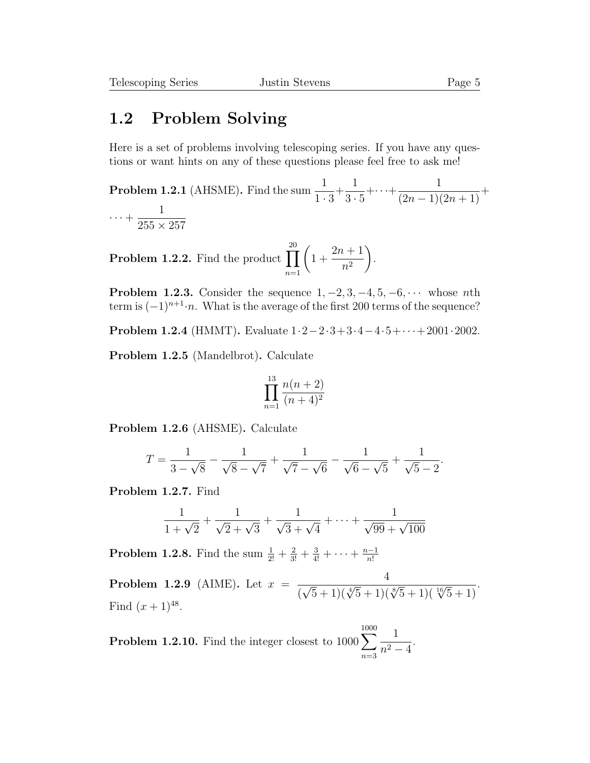## 1.2 Problem Solving

Here is a set of problems involving telescoping series. If you have any questions or want hints on any of these questions please feel free to ask me!

**Problem 1.2.1** (AHSME)**.** Find the sum $\frac{1}{1\cdot 3}+\frac{1}{3\cdot 5}+\cdots+\frac{1}{(2n-1)(2n+1)}+\cdots+\frac{1}{255\times 257}$

**Problem 1.2.2.** Find the product $\prod_{n=1}^{20}\left(1+\frac{2n+1}{n^2}\right)$.

**Problem 1.2.3.** Consider the sequence $1,-2,3,-4,5,-6,\cdots$ whose $n$th term is $(-1)^{n+1}\cdot n$. What is the average of the first 200 terms of the sequence?

**Problem 1.2.4** (HMMT)**.** Evaluate $1\cdot 2-2\cdot 3+3\cdot 4-4\cdot 5+\cdots+2001\cdot 2002$.

**Problem 1.2.5** (Mandelbrot)**.** Calculate

$$\prod_{n=1}^{13}\frac{n(n+2)}{(n+4)^2}$$

**Problem 1.2.6** (AHSME)**.** Calculate

$$T=\frac{1}{3-\sqrt{8}}-\frac{1}{\sqrt{8}-\sqrt{7}}+\frac{1}{\sqrt{7}-\sqrt{6}}-\frac{1}{\sqrt{6}-\sqrt{5}}+\frac{1}{\sqrt{5}-2}.$$

**Problem 1.2.7.** Find

$$\frac{1}{1+\sqrt{2}}+\frac{1}{\sqrt{2}+\sqrt{3}}+\frac{1}{\sqrt{3}+\sqrt{4}}+\cdots+\frac{1}{\sqrt{99}+\sqrt{100}}$$

**Problem 1.2.8.** Find the sum $\frac{1}{2!}+\frac{2}{3!}+\frac{3}{4!}+\cdots+\frac{n-1}{n!}$

**Problem 1.2.9** (AIME)**.** Let $x=\frac{4}{(\sqrt{5}+1)(\sqrt[4]{5}+1)(\sqrt[8]{5}+1)(\sqrt[16]{5}+1)}$. Find $(x+1)^{48}$.

**Problem 1.2.10.** Find the integer closest to $1000\sum_{n=3}^{1000}\frac{1}{n^2-4}$.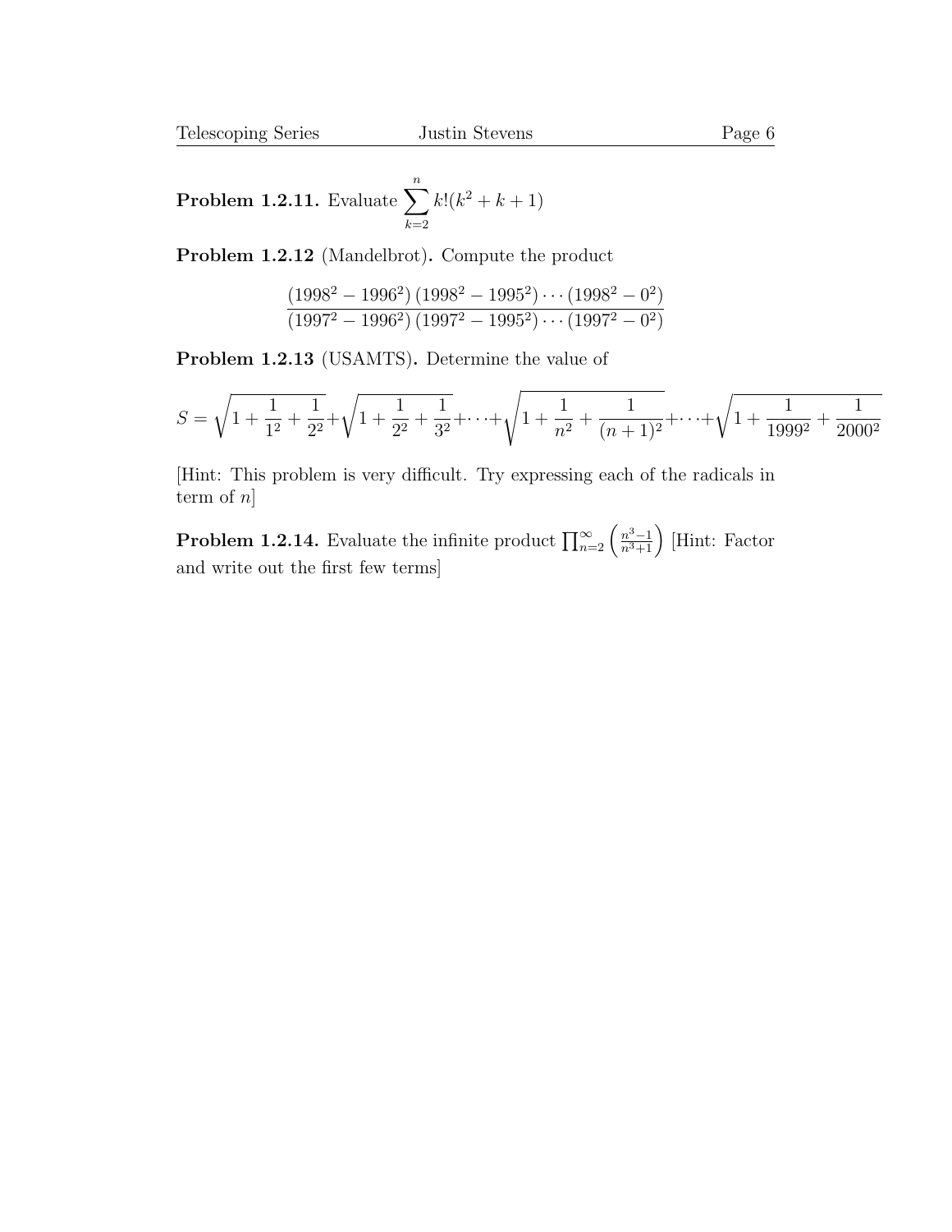**Problem 1.2.11.** Evaluate $\displaystyle\sum_{k=2}^{n} k!(k^2+k+1)$

**Problem 1.2.12** (Mandelbrot)**.** Compute the product

$$\frac{(1998^2-1996^2)\,(1998^2-1995^2)\cdots(1998^2-0^2)}{(1997^2-1996^2)\,(1997^2-1995^2)\cdots(1997^2-0^2)}$$

**Problem 1.2.13** (USAMTS)**.** Determine the value of

$$S=\sqrt{1+\frac{1}{1^2}+\frac{1}{2^2}}+\sqrt{1+\frac{1}{2^2}+\frac{1}{3^2}}+\cdots+\sqrt{1+\frac{1}{n^2}+\frac{1}{(n+1)^2}}+\cdots+\sqrt{1+\frac{1}{1999^2}+\frac{1}{2000^2}}$$

[Hint: This problem is very difficult. Try expressing each of the radicals in term of $n$]

**Problem 1.2.14.** Evaluate the infinite product $\prod_{n=2}^{\infty}\left(\frac{n^3-1}{n^3+1}\right)$ [Hint: Factor and write out the first few terms]